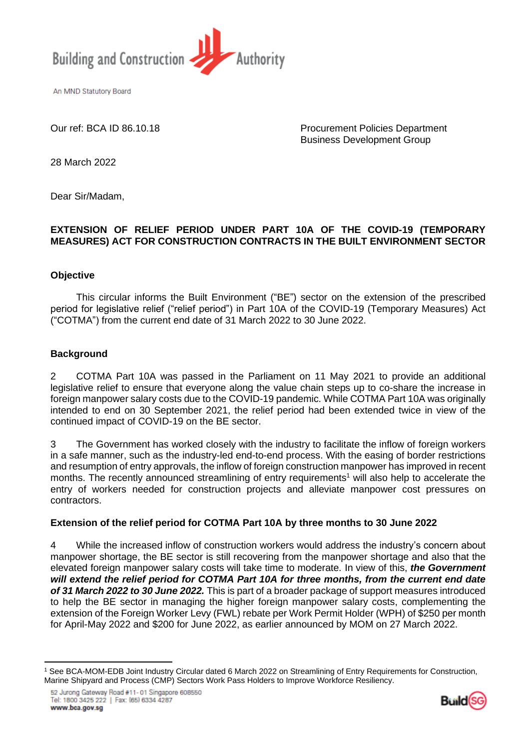Building and Construction Authority

An MND Statutory Board

Our ref: BCA ID 86.10.18

Procurement Policies Department
Business Development Group

28 March 2022

Dear Sir/Madam,

**EXTENSION OF RELIEF PERIOD UNDER PART 10A OF THE COVID-19 (TEMPORARY MEASURES) ACT FOR CONSTRUCTION CONTRACTS IN THE BUILT ENVIRONMENT SECTOR**

**Objective**

This circular informs the Built Environment ("BE") sector on the extension of the prescribed period for legislative relief ("relief period") in Part 10A of the COVID-19 (Temporary Measures) Act ("COTMA") from the current end date of 31 March 2022 to 30 June 2022.

**Background**

2 COTMA Part 10A was passed in the Parliament on 11 May 2021 to provide an additional legislative relief to ensure that everyone along the value chain steps up to co-share the increase in foreign manpower salary costs due to the COVID-19 pandemic. While COTMA Part 10A was originally intended to end on 30 September 2021, the relief period had been extended twice in view of the continued impact of COVID-19 on the BE sector.

3 The Government has worked closely with the industry to facilitate the inflow of foreign workers in a safe manner, such as the industry-led end-to-end process. With the easing of border restrictions and resumption of entry approvals, the inflow of foreign construction manpower has improved in recent months. The recently announced streamlining of entry requirements[1] will also help to accelerate the entry of workers needed for construction projects and alleviate manpower cost pressures on contractors.

**Extension of the relief period for COTMA Part 10A by three months to 30 June 2022**

4 While the increased inflow of construction workers would address the industry's concern about manpower shortage, the BE sector is still recovering from the manpower shortage and also that the elevated foreign manpower salary costs will take time to moderate. In view of this, ***the Government will extend the relief period for COTMA Part 10A for three months, from the current end date of 31 March 2022 to 30 June 2022.*** This is part of a broader package of support measures introduced to help the BE sector in managing the higher foreign manpower salary costs, complementing the extension of the Foreign Worker Levy (FWL) rebate per Work Permit Holder (WPH) of $250 per month for April-May 2022 and $200 for June 2022, as earlier announced by MOM on 27 March 2022.

---

[1] See BCA-MOM-EDB Joint Industry Circular dated 6 March 2022 on Streamlining of Entry Requirements for Construction, Marine Shipyard and Process (CMP) Sectors Work Pass Holders to Improve Workforce Resiliency.

52 Jurong Gateway Road #11-01 Singapore 608550
Tel: 1800 3425 222 | Fax: (65) 6334 4287
www.bca.gov.sg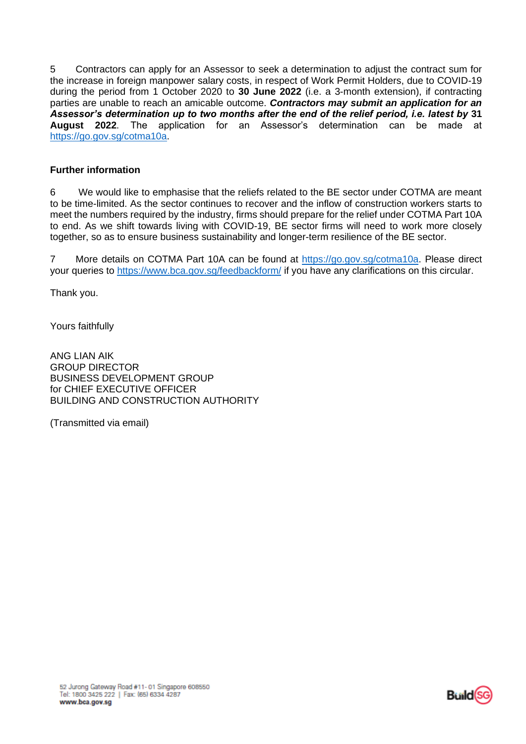5 Contractors can apply for an Assessor to seek a determination to adjust the contract sum for the increase in foreign manpower salary costs, in respect of Work Permit Holders, due to COVID-19 during the period from 1 October 2020 to **30 June 2022** (i.e. a 3-month extension), if contracting parties are unable to reach an amicable outcome. ***Contractors may submit an application for an Assessor's determination up to two months after the end of the relief period, i.e. latest by* 31 August 2022**. The application for an Assessor's determination can be made at https://go.gov.sg/cotma10a.

**Further information**

6 We would like to emphasise that the reliefs related to the BE sector under COTMA are meant to be time-limited. As the sector continues to recover and the inflow of construction workers starts to meet the numbers required by the industry, firms should prepare for the relief under COTMA Part 10A to end. As we shift towards living with COVID-19, BE sector firms will need to work more closely together, so as to ensure business sustainability and longer-term resilience of the BE sector.

7 More details on COTMA Part 10A can be found at https://go.gov.sg/cotma10a. Please direct your queries to https://www.bca.gov.sg/feedbackform/ if you have any clarifications on this circular.

Thank you.

Yours faithfully

ANG LIAN AIK
GROUP DIRECTOR
BUSINESS DEVELOPMENT GROUP
for CHIEF EXECUTIVE OFFICER
BUILDING AND CONSTRUCTION AUTHORITY

(Transmitted via email)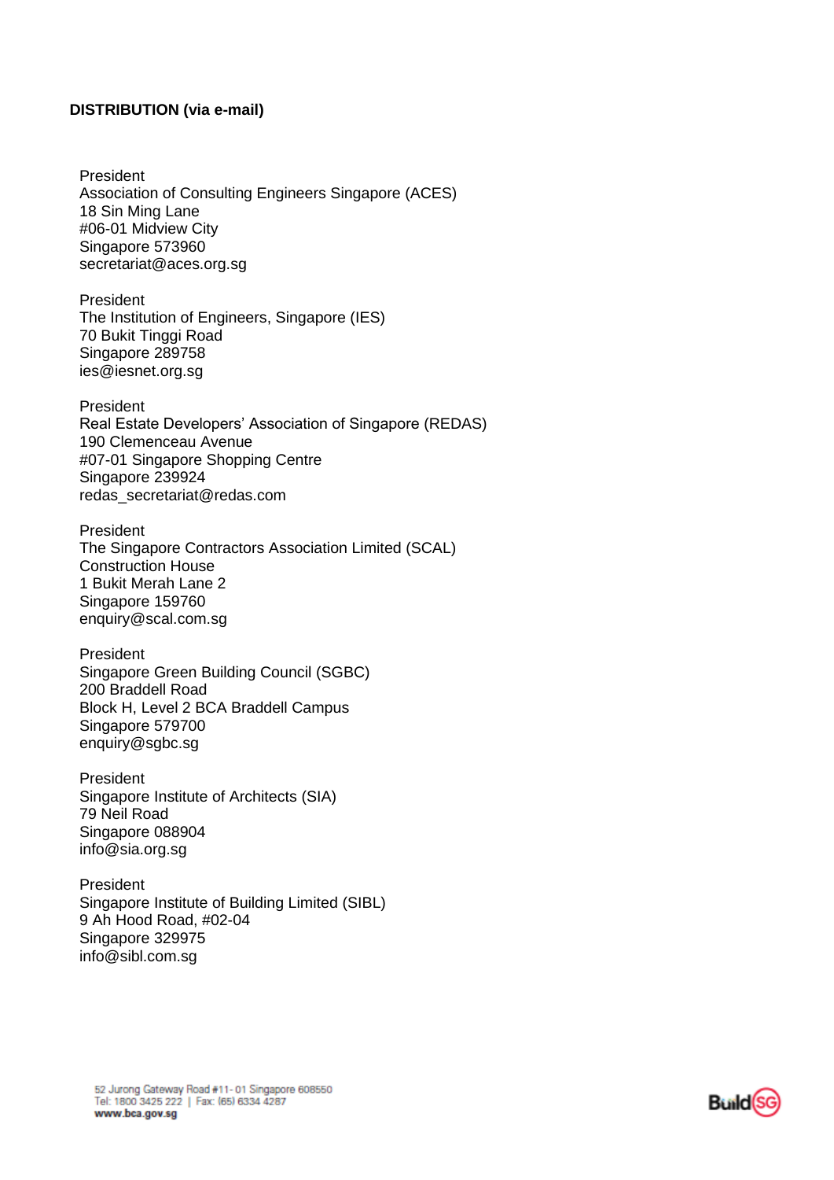**DISTRIBUTION (via e-mail)**

President
Association of Consulting Engineers Singapore (ACES)
18 Sin Ming Lane
#06-01 Midview City
Singapore 573960
secretariat@aces.org.sg

President
The Institution of Engineers, Singapore (IES)
70 Bukit Tinggi Road
Singapore 289758
ies@iesnet.org.sg

President
Real Estate Developers' Association of Singapore (REDAS)
190 Clemenceau Avenue
#07-01 Singapore Shopping Centre
Singapore 239924
redas_secretariat@redas.com

President
The Singapore Contractors Association Limited (SCAL)
Construction House
1 Bukit Merah Lane 2
Singapore 159760
enquiry@scal.com.sg

President
Singapore Green Building Council (SGBC)
200 Braddell Road
Block H, Level 2 BCA Braddell Campus
Singapore 579700
enquiry@sgbc.sg

President
Singapore Institute of Architects (SIA)
79 Neil Road
Singapore 088904
info@sia.org.sg

President
Singapore Institute of Building Limited (SIBL)
9 Ah Hood Road, #02-04
Singapore 329975
info@sibl.com.sg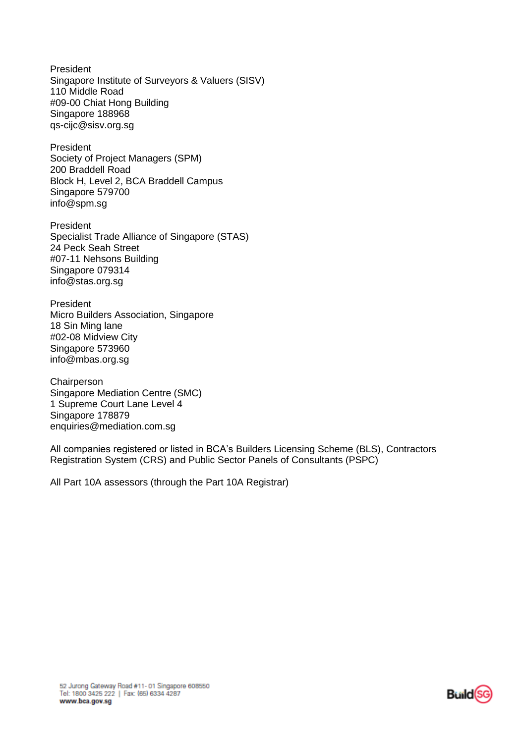President
Singapore Institute of Surveyors & Valuers (SISV)
110 Middle Road
#09-00 Chiat Hong Building
Singapore 188968
qs-cijc@sisv.org.sg

President
Society of Project Managers (SPM)
200 Braddell Road
Block H, Level 2, BCA Braddell Campus
Singapore 579700
info@spm.sg

President
Specialist Trade Alliance of Singapore (STAS)
24 Peck Seah Street
#07-11 Nehsons Building
Singapore 079314
info@stas.org.sg

President
Micro Builders Association, Singapore
18 Sin Ming lane
#02-08 Midview City
Singapore 573960
info@mbas.org.sg

Chairperson
Singapore Mediation Centre (SMC)
1 Supreme Court Lane Level 4
Singapore 178879
enquiries@mediation.com.sg

All companies registered or listed in BCA's Builders Licensing Scheme (BLS), Contractors Registration System (CRS) and Public Sector Panels of Consultants (PSPC)

All Part 10A assessors (through the Part 10A Registrar)